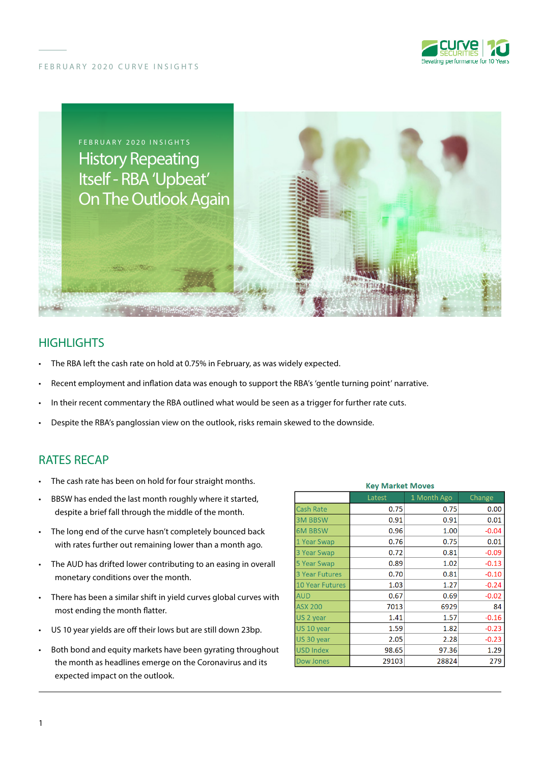FEBRUARY 2020 INSIGHTS

# History Repeating Itself - RBA 'Upbeat' On The Outlook Again

## HIGHLIGHTS

- The RBA left the cash rate on hold at 0.75% in February, as was widely expected.
- Recent employment and inflation data was enough to support the RBA's 'gentle turning point' narrative.
- In their recent commentary the RBA outlined what would be seen as a trigger for further rate cuts.
- Despite the RBA's panglossian view on the outlook, risks remain skewed to the downside.

## RATES RECAP

- The cash rate has been on hold for four straight months.
- BBSW has ended the last month roughly where it started, despite a brief fall through the middle of the month.
- The long end of the curve hasn't completely bounced back with rates further out remaining lower than a month ago.
- The AUD has drifted lower contributing to an easing in overall monetary conditions over the month.
- There has been a similar shift in yield curves global curves with most ending the month flatter.
- US 10 year yields are off their lows but are still down 23bp.
- Both bond and equity markets have been gyrating throughout the month as headlines emerge on the Coronavirus and its expected impact on the outlook.

**Key Market Moves**

| | Latest | 1 Month Ago | Change |
|---|---|---|---|
| Cash Rate | 0.75 | 0.75 | 0.00 |
| 3M BBSW | 0.91 | 0.91 | 0.01 |
| 6M BBSW | 0.96 | 1.00 | -0.04 |
| 1 Year Swap | 0.76 | 0.75 | 0.01 |
| 3 Year Swap | 0.72 | 0.81 | -0.09 |
| 5 Year Swap | 0.89 | 1.02 | -0.13 |
| 3 Year Futures | 0.70 | 0.81 | -0.10 |
| 10 Year Futures | 1.03 | 1.27 | -0.24 |
| AUD | 0.67 | 0.69 | -0.02 |
| ASX 200 | 7013 | 6929 | 84 |
| US 2 year | 1.41 | 1.57 | -0.16 |
| US 10 year | 1.59 | 1.82 | -0.23 |
| US 30 year | 2.05 | 2.28 | -0.23 |
| USD Index | 98.65 | 97.36 | 1.29 |
| Dow Jones | 29103 | 28824 | 279 |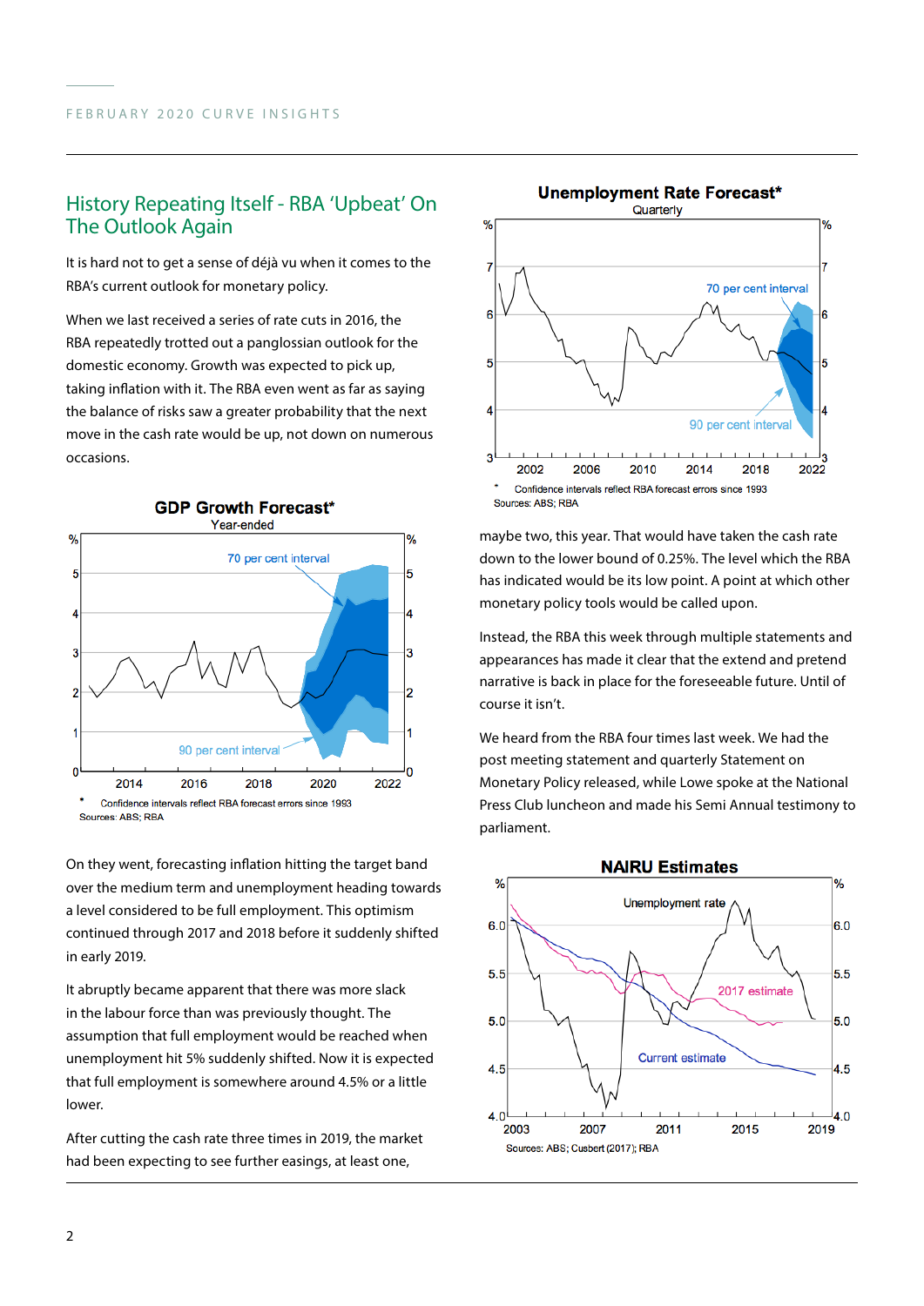## History Repeating Itself - RBA 'Upbeat' On The Outlook Again

It is hard not to get a sense of déjà vu when it comes to the RBA's current outlook for monetary policy.

When we last received a series of rate cuts in 2016, the RBA repeatedly trotted out a panglossian outlook for the domestic economy. Growth was expected to pick up, taking inflation with it. The RBA even went as far as saying the balance of risks saw a greater probability that the next move in the cash rate would be up, not down on numerous occasions.

**GDP Growth Forecast***
Year-ended

\* Confidence intervals reflect RBA forecast errors since 1993
Sources: ABS; RBA

On they went, forecasting inflation hitting the target band over the medium term and unemployment heading towards a level considered to be full employment. This optimism continued through 2017 and 2018 before it suddenly shifted in early 2019.

It abruptly became apparent that there was more slack in the labour force than was previously thought. The assumption that full employment would be reached when unemployment hit 5% suddenly shifted. Now it is expected that full employment is somewhere around 4.5% or a little lower.

After cutting the cash rate three times in 2019, the market had been expecting to see further easings, at least one, maybe two, this year. That would have taken the cash rate down to the lower bound of 0.25%. The level which the RBA has indicated would be its low point. A point at which other monetary policy tools would be called upon.

**Unemployment Rate Forecast***
Quarterly

\* Confidence intervals reflect RBA forecast errors since 1993
Sources: ABS; RBA

Instead, the RBA this week through multiple statements and appearances has made it clear that the extend and pretend narrative is back in place for the foreseeable future. Until of course it isn't.

We heard from the RBA four times last week. We had the post meeting statement and quarterly Statement on Monetary Policy released, while Lowe spoke at the National Press Club luncheon and made his Semi Annual testimony to parliament.

**NAIRU Estimates**

Sources: ABS; Cusbert (2017); RBA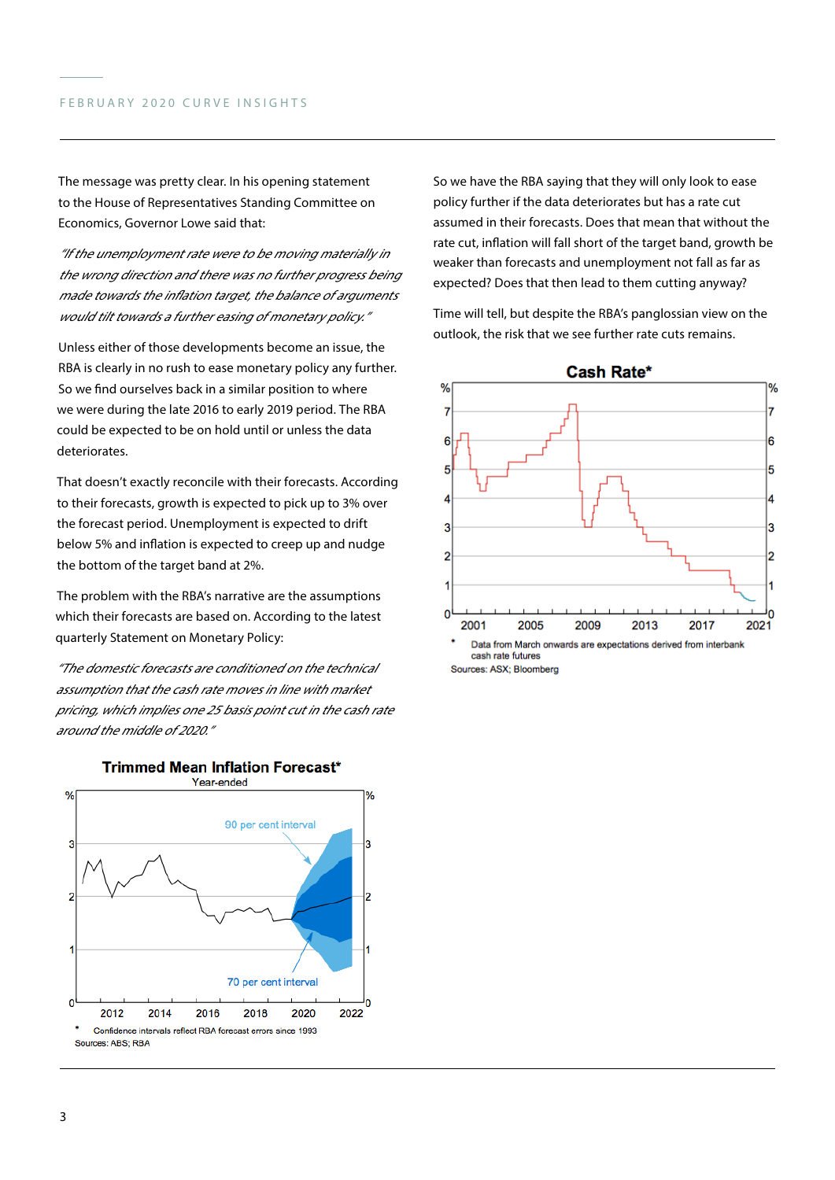The message was pretty clear. In his opening statement to the House of Representatives Standing Committee on Economics, Governor Lowe said that:

*"If the unemployment rate were to be moving materially in the wrong direction and there was no further progress being made towards the inflation target, the balance of arguments would tilt towards a further easing of monetary policy."*

Unless either of those developments become an issue, the RBA is clearly in no rush to ease monetary policy any further. So we find ourselves back in a similar position to where we were during the late 2016 to early 2019 period. The RBA could be expected to be on hold until or unless the data deteriorates.

That doesn't exactly reconcile with their forecasts. According to their forecasts, growth is expected to pick up to 3% over the forecast period. Unemployment is expected to drift below 5% and inflation is expected to creep up and nudge the bottom of the target band at 2%.

The problem with the RBA's narrative are the assumptions which their forecasts are based on. According to the latest quarterly Statement on Monetary Policy:

*"The domestic forecasts are conditioned on the technical assumption that the cash rate moves in line with market pricing, which implies one 25 basis point cut in the cash rate around the middle of 2020."*

**Trimmed Mean Inflation Forecast***

Year-ended

\* Confidence intervals reflect RBA forecast errors since 1993

Sources: ABS; RBA

So we have the RBA saying that they will only look to ease policy further if the data deteriorates but has a rate cut assumed in their forecasts. Does that mean that without the rate cut, inflation will fall short of the target band, growth be weaker than forecasts and unemployment not fall as far as expected? Does that then lead to them cutting anyway?

Time will tell, but despite the RBA's panglossian view on the outlook, the risk that we see further rate cuts remains.

**Cash Rate***

\* Data from March onwards are expectations derived from interbank cash rate futures

Sources: ASX; Bloomberg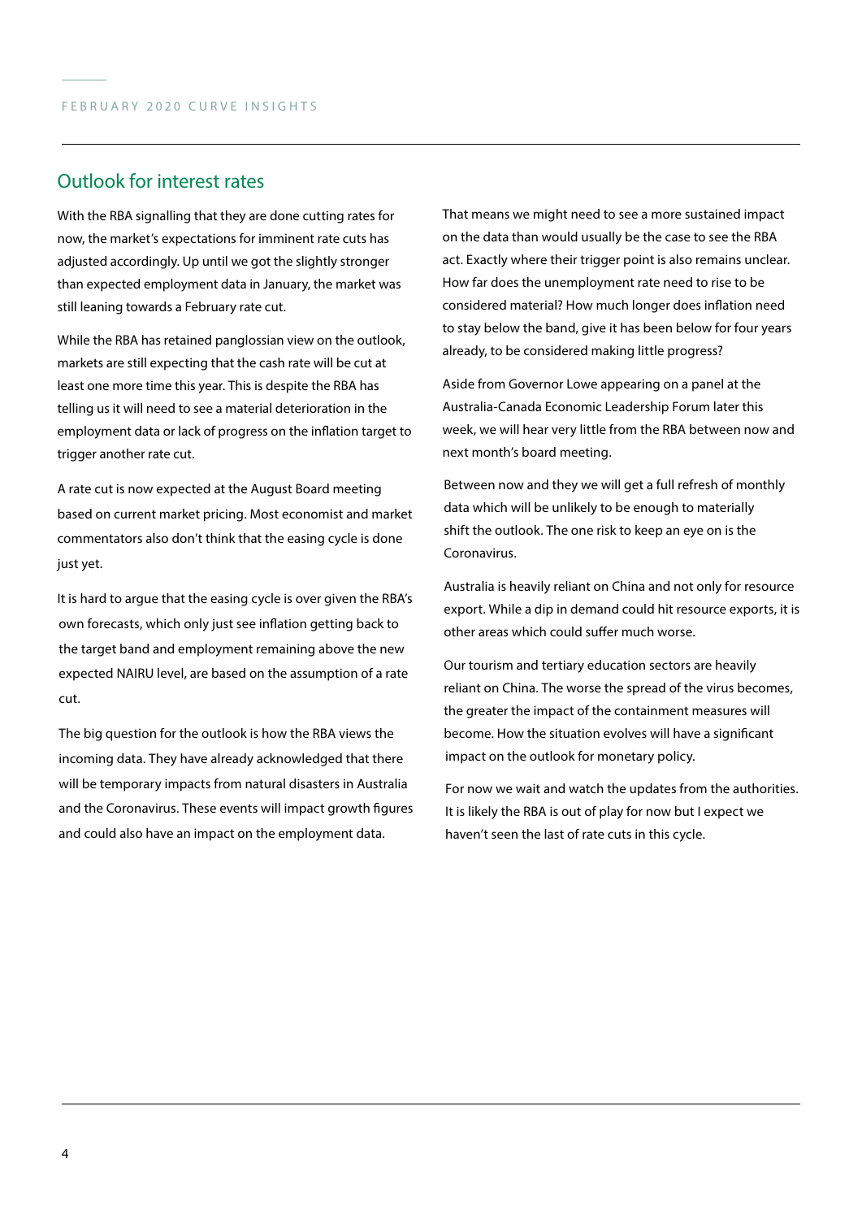## Outlook for interest rates

With the RBA signalling that they are done cutting rates for now, the market's expectations for imminent rate cuts has adjusted accordingly. Up until we got the slightly stronger than expected employment data in January, the market was still leaning towards a February rate cut.

While the RBA has retained panglossian view on the outlook, markets are still expecting that the cash rate will be cut at least one more time this year. This is despite the RBA has telling us it will need to see a material deterioration in the employment data or lack of progress on the inflation target to trigger another rate cut.

A rate cut is now expected at the August Board meeting based on current market pricing. Most economist and market commentators also don't think that the easing cycle is done just yet.

It is hard to argue that the easing cycle is over given the RBA's own forecasts, which only just see inflation getting back to the target band and employment remaining above the new expected NAIRU level, are based on the assumption of a rate cut.

The big question for the outlook is how the RBA views the incoming data. They have already acknowledged that there will be temporary impacts from natural disasters in Australia and the Coronavirus. These events will impact growth figures and could also have an impact on the employment data.

That means we might need to see a more sustained impact on the data than would usually be the case to see the RBA act. Exactly where their trigger point is also remains unclear. How far does the unemployment rate need to rise to be considered material? How much longer does inflation need to stay below the band, give it has been below for four years already, to be considered making little progress?

Aside from Governor Lowe appearing on a panel at the Australia-Canada Economic Leadership Forum later this week, we will hear very little from the RBA between now and next month's board meeting.

Between now and they we will get a full refresh of monthly data which will be unlikely to be enough to materially shift the outlook. The one risk to keep an eye on is the Coronavirus.

Australia is heavily reliant on China and not only for resource export. While a dip in demand could hit resource exports, it is other areas which could suffer much worse.

Our tourism and tertiary education sectors are heavily reliant on China. The worse the spread of the virus becomes, the greater the impact of the containment measures will become. How the situation evolves will have a significant impact on the outlook for monetary policy.

For now we wait and watch the updates from the authorities. It is likely the RBA is out of play for now but I expect we haven't seen the last of rate cuts in this cycle.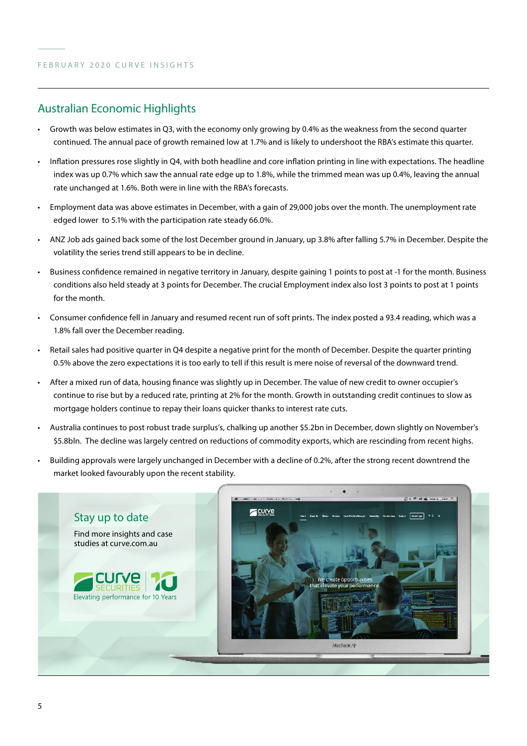## Australian Economic Highlights

- Growth was below estimates in Q3, with the economy only growing by 0.4% as the weakness from the second quarter continued. The annual pace of growth remained low at 1.7% and is likely to undershoot the RBA's estimate this quarter.
- Inflation pressures rose slightly in Q4, with both headline and core inflation printing in line with expectations. The headline index was up 0.7% which saw the annual rate edge up to 1.8%, while the trimmed mean was up 0.4%, leaving the annual rate unchanged at 1.6%. Both were in line with the RBA's forecasts.
- Employment data was above estimates in December, with a gain of 29,000 jobs over the month. The unemployment rate edged lower to 5.1% with the participation rate steady 66.0%.
- ANZ Job ads gained back some of the lost December ground in January, up 3.8% after falling 5.7% in December. Despite the volatility the series trend still appears to be in decline.
- Business confidence remained in negative territory in January, despite gaining 1 points to post at -1 for the month. Business conditions also held steady at 3 points for December. The crucial Employment index also lost 3 points to post at 1 points for the month.
- Consumer confidence fell in January and resumed recent run of soft prints. The index posted a 93.4 reading, which was a 1.8% fall over the December reading.
- Retail sales had positive quarter in Q4 despite a negative print for the month of December. Despite the quarter printing 0.5% above the zero expectations it is too early to tell if this result is mere noise of reversal of the downward trend.
- After a mixed run of data, housing finance was slightly up in December. The value of new credit to owner occupier's continue to rise but by a reduced rate, printing at 2% for the month. Growth in outstanding credit continues to slow as mortgage holders continue to repay their loans quicker thanks to interest rate cuts.
- Australia continues to post robust trade surplus's, chalking up another $5.2bn in December, down slightly on November's $5.8bln. The decline was largely centred on reductions of commodity exports, which are rescinding from recent highs.
- Building approvals were largely unchanged in December with a decline of 0.2%, after the strong recent downtrend the market looked favourably upon the recent stability.

### Stay up to date

Find more insights and case studies at curve.com.au

Curve Securities
Elevating performance for 10 Years